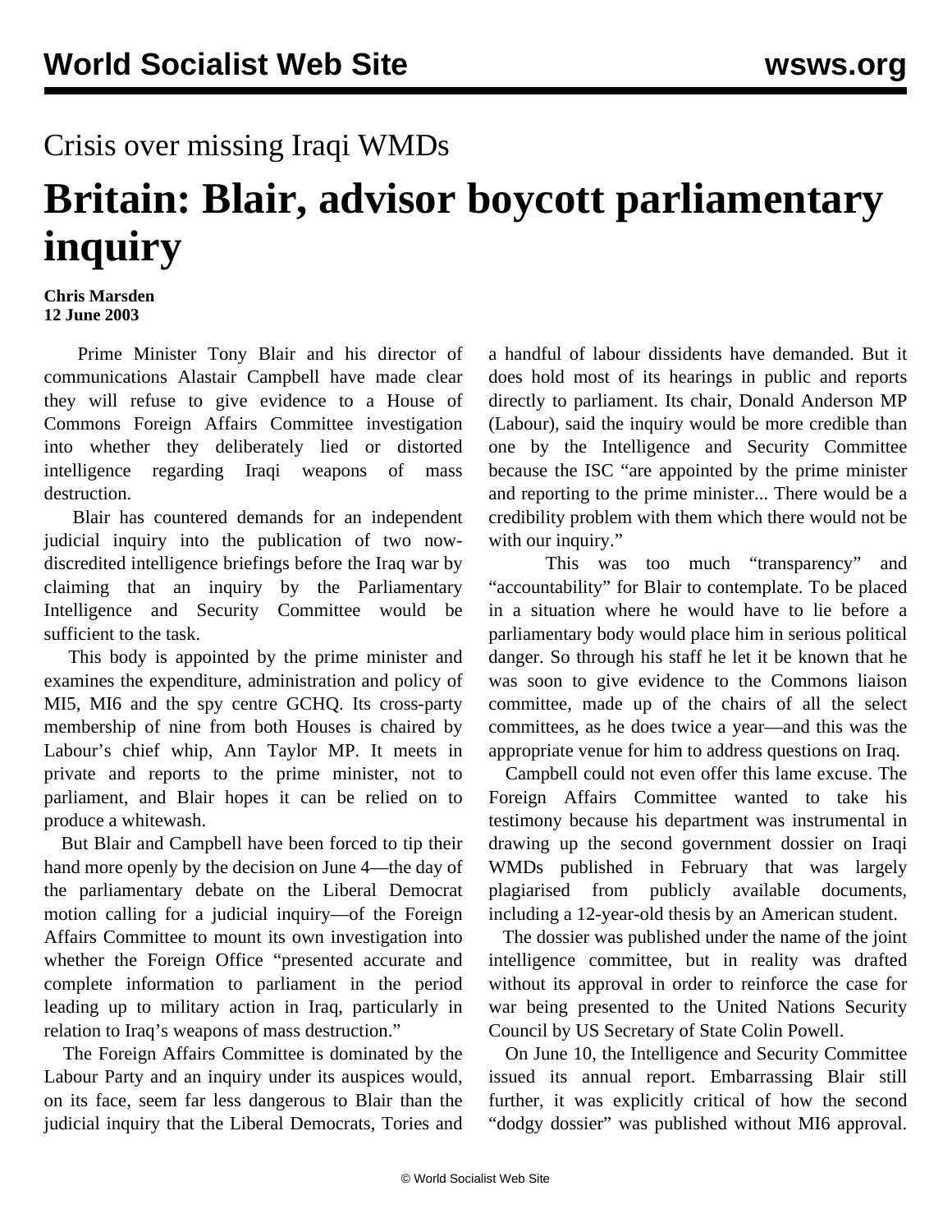Crisis over missing Iraqi WMDs

# Britain: Blair, advisor boycott parliamentary inquiry

**Chris Marsden**
**12 June 2003**

Prime Minister Tony Blair and his director of communications Alastair Campbell have made clear they will refuse to give evidence to a House of Commons Foreign Affairs Committee investigation into whether they deliberately lied or distorted intelligence regarding Iraqi weapons of mass destruction.

Blair has countered demands for an independent judicial inquiry into the publication of two now-discredited intelligence briefings before the Iraq war by claiming that an inquiry by the Parliamentary Intelligence and Security Committee would be sufficient to the task.

This body is appointed by the prime minister and examines the expenditure, administration and policy of MI5, MI6 and the spy centre GCHQ. Its cross-party membership of nine from both Houses is chaired by Labour's chief whip, Ann Taylor MP. It meets in private and reports to the prime minister, not to parliament, and Blair hopes it can be relied on to produce a whitewash.

But Blair and Campbell have been forced to tip their hand more openly by the decision on June 4—the day of the parliamentary debate on the Liberal Democrat motion calling for a judicial inquiry—of the Foreign Affairs Committee to mount its own investigation into whether the Foreign Office "presented accurate and complete information to parliament in the period leading up to military action in Iraq, particularly in relation to Iraq's weapons of mass destruction."

The Foreign Affairs Committee is dominated by the Labour Party and an inquiry under its auspices would, on its face, seem far less dangerous to Blair than the judicial inquiry that the Liberal Democrats, Tories and a handful of labour dissidents have demanded. But it does hold most of its hearings in public and reports directly to parliament. Its chair, Donald Anderson MP (Labour), said the inquiry would be more credible than one by the Intelligence and Security Committee because the ISC "are appointed by the prime minister and reporting to the prime minister... There would be a credibility problem with them which there would not be with our inquiry."

This was too much "transparency" and "accountability" for Blair to contemplate. To be placed in a situation where he would have to lie before a parliamentary body would place him in serious political danger. So through his staff he let it be known that he was soon to give evidence to the Commons liaison committee, made up of the chairs of all the select committees, as he does twice a year—and this was the appropriate venue for him to address questions on Iraq.

Campbell could not even offer this lame excuse. The Foreign Affairs Committee wanted to take his testimony because his department was instrumental in drawing up the second government dossier on Iraqi WMDs published in February that was largely plagiarised from publicly available documents, including a 12-year-old thesis by an American student.

The dossier was published under the name of the joint intelligence committee, but in reality was drafted without its approval in order to reinforce the case for war being presented to the United Nations Security Council by US Secretary of State Colin Powell.

On June 10, the Intelligence and Security Committee issued its annual report. Embarrassing Blair still further, it was explicitly critical of how the second "dodgy dossier" was published without MI6 approval.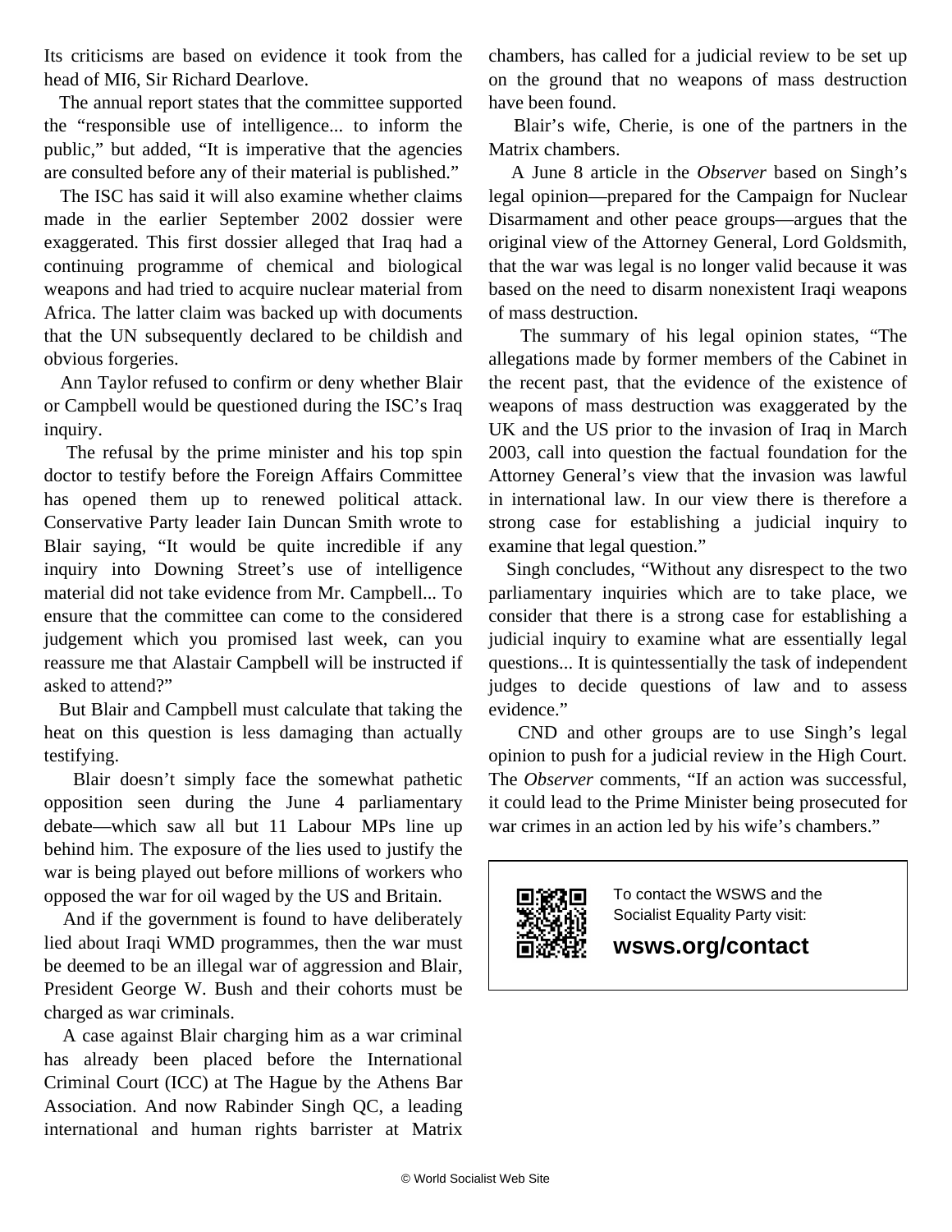Its criticisms are based on evidence it took from the head of MI6, Sir Richard Dearlove.

The annual report states that the committee supported the "responsible use of intelligence... to inform the public," but added, "It is imperative that the agencies are consulted before any of their material is published."

The ISC has said it will also examine whether claims made in the earlier September 2002 dossier were exaggerated. This first dossier alleged that Iraq had a continuing programme of chemical and biological weapons and had tried to acquire nuclear material from Africa. The latter claim was backed up with documents that the UN subsequently declared to be childish and obvious forgeries.

Ann Taylor refused to confirm or deny whether Blair or Campbell would be questioned during the ISC's Iraq inquiry.

The refusal by the prime minister and his top spin doctor to testify before the Foreign Affairs Committee has opened them up to renewed political attack. Conservative Party leader Iain Duncan Smith wrote to Blair saying, "It would be quite incredible if any inquiry into Downing Street's use of intelligence material did not take evidence from Mr. Campbell... To ensure that the committee can come to the considered judgement which you promised last week, can you reassure me that Alastair Campbell will be instructed if asked to attend?"

But Blair and Campbell must calculate that taking the heat on this question is less damaging than actually testifying.

Blair doesn't simply face the somewhat pathetic opposition seen during the June 4 parliamentary debate—which saw all but 11 Labour MPs line up behind him. The exposure of the lies used to justify the war is being played out before millions of workers who opposed the war for oil waged by the US and Britain.

And if the government is found to have deliberately lied about Iraqi WMD programmes, then the war must be deemed to be an illegal war of aggression and Blair, President George W. Bush and their cohorts must be charged as war criminals.

A case against Blair charging him as a war criminal has already been placed before the International Criminal Court (ICC) at The Hague by the Athens Bar Association. And now Rabinder Singh QC, a leading international and human rights barrister at Matrix chambers, has called for a judicial review to be set up on the ground that no weapons of mass destruction have been found.

Blair's wife, Cherie, is one of the partners in the Matrix chambers.

A June 8 article in the *Observer* based on Singh's legal opinion—prepared for the Campaign for Nuclear Disarmament and other peace groups—argues that the original view of the Attorney General, Lord Goldsmith, that the war was legal is no longer valid because it was based on the need to disarm nonexistent Iraqi weapons of mass destruction.

The summary of his legal opinion states, "The allegations made by former members of the Cabinet in the recent past, that the evidence of the existence of weapons of mass destruction was exaggerated by the UK and the US prior to the invasion of Iraq in March 2003, call into question the factual foundation for the Attorney General's view that the invasion was lawful in international law. In our view there is therefore a strong case for establishing a judicial inquiry to examine that legal question."

Singh concludes, "Without any disrespect to the two parliamentary inquiries which are to take place, we consider that there is a strong case for establishing a judicial inquiry to examine what are essentially legal questions... It is quintessentially the task of independent judges to decide questions of law and to assess evidence."

CND and other groups are to use Singh's legal opinion to push for a judicial review in the High Court. The *Observer* comments, "If an action was successful, it could lead to the Prime Minister being prosecuted for war crimes in an action led by his wife's chambers."

To contact the WSWS and the Socialist Equality Party visit:

**wsws.org/contact**